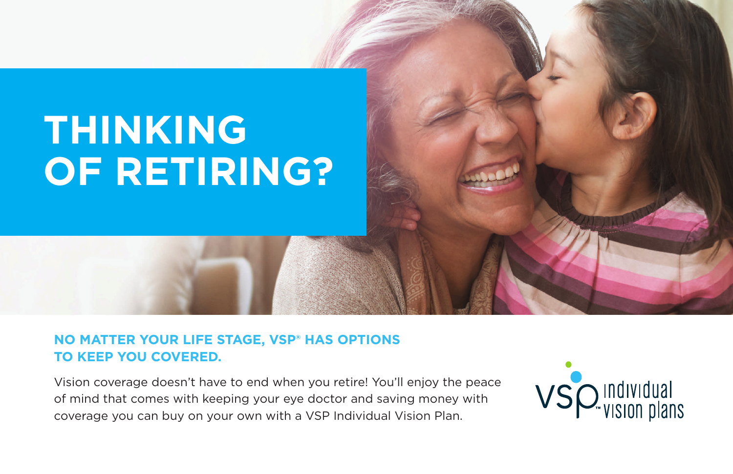# THINKING OF RETIRING?

## NO MATTER YOUR LIFE STAGE, VSP® HAS OPTIONS TO KEEP YOU COVERED.

Vision coverage doesn't have to end when you retire! You'll enjoy the peace of mind that comes with keeping your eye doctor and saving money with coverage you can buy on your own with a VSP Individual Vision Plan.

VSP™ individual vision plans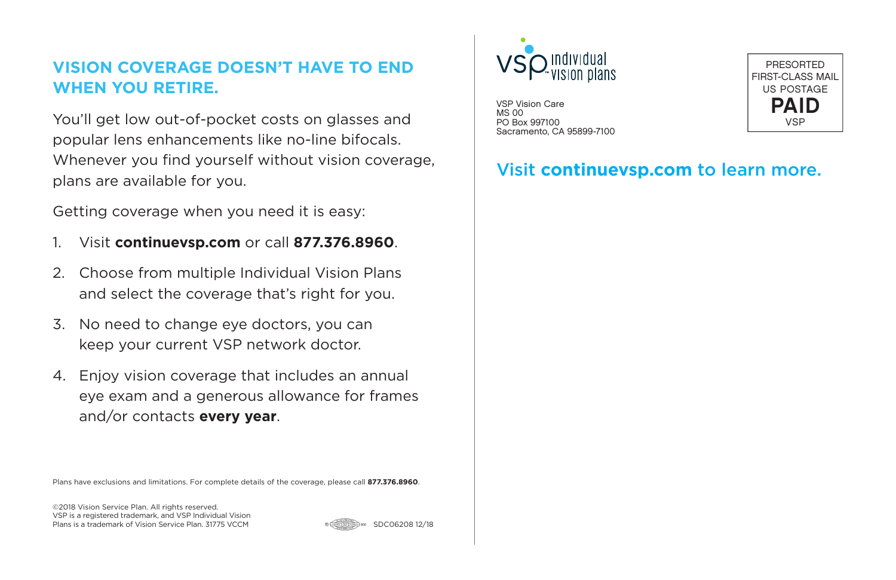## VISION COVERAGE DOESN'T HAVE TO END WHEN YOU RETIRE.

You'll get low out-of-pocket costs on glasses and popular lens enhancements like no-line bifocals. Whenever you find yourself without vision coverage, plans are available for you.

Getting coverage when you need it is easy:

1. Visit **continuevsp.com** or call **877.376.8960**.
2. Choose from multiple Individual Vision Plans and select the coverage that's right for you.
3. No need to change eye doctors, you can keep your current VSP network doctor.
4. Enjoy vision coverage that includes an annual eye exam and a generous allowance for frames and/or contacts **every year**.

Plans have exclusions and limitations. For complete details of the coverage, please call **877.376.8960**.

©2018 Vision Service Plan. All rights reserved.
VSP is a registered trademark, and VSP Individual Vision Plans is a trademark of Vision Service Plan. 31775 VCCM

SDC06208 12/18

VSP individual vision plans

VSP Vision Care
MS 00
PO Box 997100
Sacramento, CA 95899-7100

PRESORTED
FIRST-CLASS MAIL
US POSTAGE
**PAID**
VSP

## Visit **continuevsp.com** to learn more.